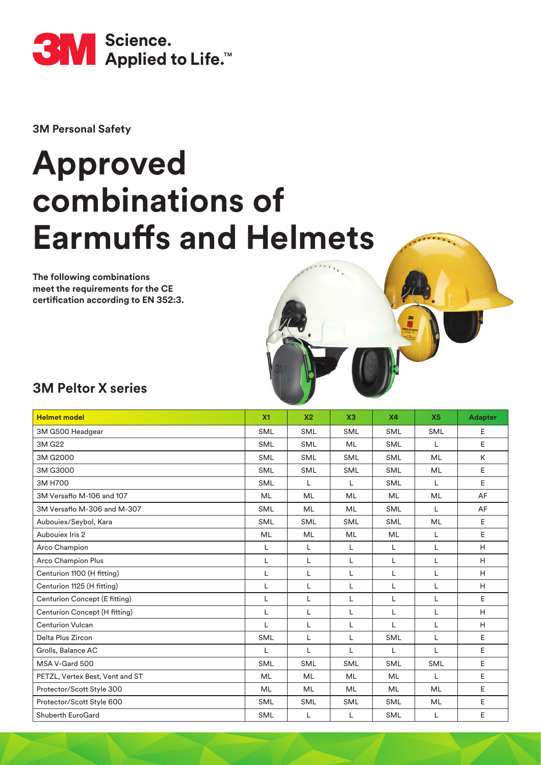3M Science. Applied to Life.™

**3M Personal Safety**

# Approved combinations of Earmuffs and Helmets

**The following combinations meet the requirements for the CE certification according to EN 352:3.**

## 3M Peltor X series

| Helmet model | X1 | X2 | X3 | X4 | X5 | Adapter |
|---|---|---|---|---|---|---|
| 3M G500 Headgear | SML | SML | SML | SML | SML | E |
| 3M G22 | SML | SML | ML | SML | L | E |
| 3M G2000 | SML | SML | SML | SML | ML | K |
| 3M G3000 | SML | SML | SML | SML | ML | E |
| 3M H700 | SML | L | L | SML | L | E |
| 3M Versaflo M-106 and 107 | ML | ML | ML | ML | ML | AF |
| 3M Versaflo M-306 and M-307 | SML | ML | ML | SML | L | AF |
| Aubouiex/Seybol, Kara | SML | SML | SML | SML | ML | E |
| Aubouiex Iris 2 | ML | ML | ML | ML | L | E |
| Arco Champion | L | L | L | L | L | H |
| Arco Champion Plus | L | L | L | L | L | H |
| Centurion 1100 (H fitting) | L | L | L | L | L | H |
| Centurion 1125 (H fitting) | L | L | L | L | L | H |
| Centurion Concept (E fitting) | L | L | L | L | L | E |
| Centurion Concept (H fitting) | L | L | L | L | L | H |
| Centurion Vulcan | L | L | L | L | L | H |
| Delta Plus Zircon | SML | L | L | SML | L | E |
| Grolls, Balance AC | L | L | L | L | L | E |
| MSA V-Gard 500 | SML | SML | SML | SML | SML | E |
| PETZL, Vertex Best, Vent and ST | ML | ML | ML | ML | L | E |
| Protector/Scott Style 300 | ML | ML | ML | ML | ML | E |
| Protector/Scott Style 600 | SML | SML | SML | SML | ML | E |
| Shuberth EuroGard | SML | L | L | SML | L | E |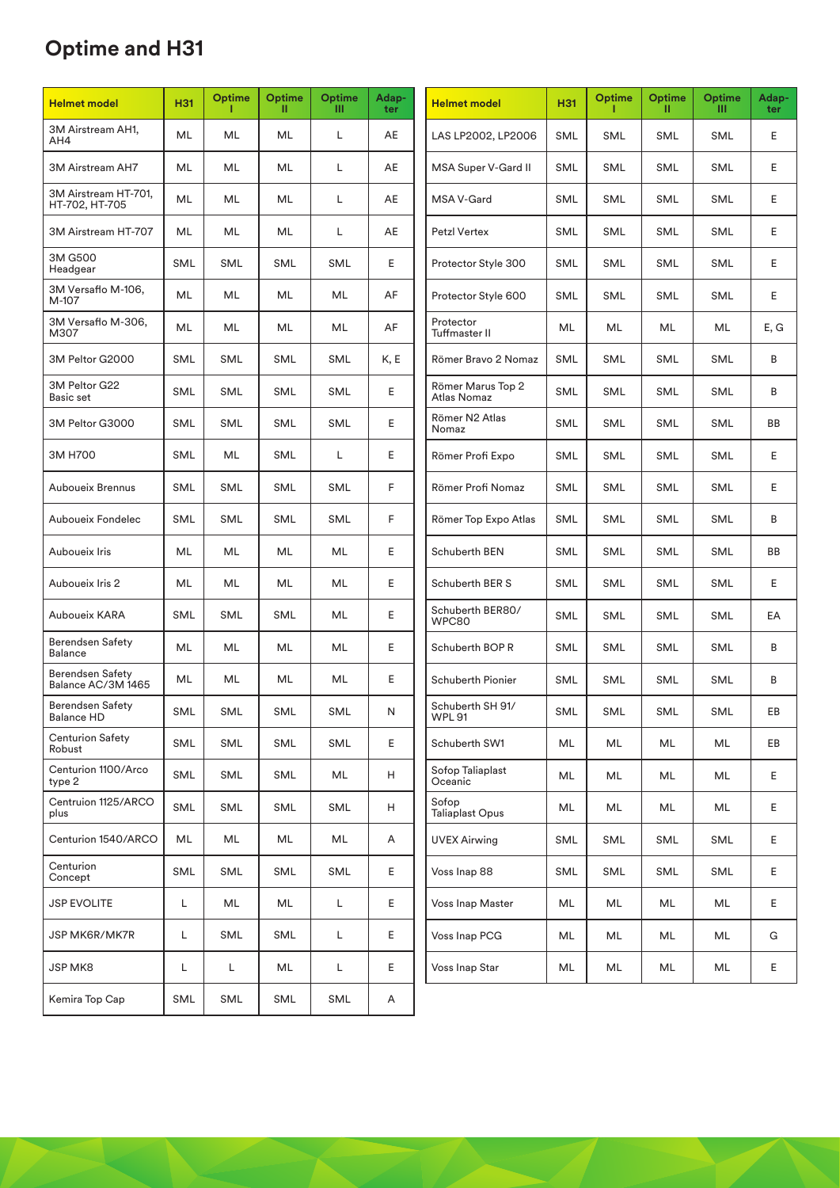# Optime and H31

| Helmet model | H31 | Optime I | Optime II | Optime III | Adapter |
|---|---|---|---|---|---|
| 3M Airstream AH1, AH4 | ML | ML | ML | L | AE |
| 3M Airstream AH7 | ML | ML | ML | L | AE |
| 3M Airstream HT-701, HT-702, HT-705 | ML | ML | ML | L | AE |
| 3M Airstream HT-707 | ML | ML | ML | L | AE |
| 3M G500 Headgear | SML | SML | SML | SML | E |
| 3M Versaflo M-106, M-107 | ML | ML | ML | ML | AF |
| 3M Versaflo M-306, M307 | ML | ML | ML | ML | AF |
| 3M Peltor G2000 | SML | SML | SML | SML | K, E |
| 3M Peltor G22 Basic set | SML | SML | SML | SML | E |
| 3M Peltor G3000 | SML | SML | SML | SML | E |
| 3M H700 | SML | ML | SML | L | E |
| Auboueix Brennus | SML | SML | SML | SML | F |
| Auboueix Fondelec | SML | SML | SML | SML | F |
| Auboueix Iris | ML | ML | ML | ML | E |
| Auboueix Iris 2 | ML | ML | ML | ML | E |
| Auboueix KARA | SML | SML | SML | ML | E |
| Berendsen Safety Balance | ML | ML | ML | ML | E |
| Berendsen Safety Balance AC/3M 1465 | ML | ML | ML | ML | E |
| Berendsen Safety Balance HD | SML | SML | SML | SML | N |
| Centurion Safety Robust | SML | SML | SML | SML | E |
| Centurion 1100/Arco type 2 | SML | SML | SML | ML | H |
| Centruion 1125/ARCO plus | SML | SML | SML | SML | H |
| Centurion 1540/ARCO | ML | ML | ML | ML | A |
| Centurion Concept | SML | SML | SML | SML | E |
| JSP EVOLITE | L | ML | ML | L | E |
| JSP MK6R/MK7R | L | SML | SML | L | E |
| JSP MK8 | L | L | ML | L | E |
| Kemira Top Cap | SML | SML | SML | SML | A |
| LAS LP2002, LP2006 | SML | SML | SML | SML | E |
| MSA Super V-Gard II | SML | SML | SML | SML | E |
| MSA V-Gard | SML | SML | SML | SML | E |
| Petzl Vertex | SML | SML | SML | SML | E |
| Protector Style 300 | SML | SML | SML | SML | E |
| Protector Style 600 | SML | SML | SML | SML | E |
| Protector Tuffmaster II | ML | ML | ML | ML | E, G |
| Römer Bravo 2 Nomaz | SML | SML | SML | SML | B |
| Römer Marus Top 2 Atlas Nomaz | SML | SML | SML | SML | B |
| Römer N2 Atlas Nomaz | SML | SML | SML | SML | BB |
| Römer Profi Expo | SML | SML | SML | SML | E |
| Römer Profi Nomaz | SML | SML | SML | SML | E |
| Römer Top Expo Atlas | SML | SML | SML | SML | B |
| Schuberth BEN | SML | SML | SML | SML | BB |
| Schuberth BER S | SML | SML | SML | SML | E |
| Schuberth BER80/ WPC80 | SML | SML | SML | SML | EA |
| Schuberth BOP R | SML | SML | SML | SML | B |
| Schuberth Pionier | SML | SML | SML | SML | B |
| Schuberth SH 91/ WPL 91 | SML | SML | SML | SML | EB |
| Schuberth SW1 | ML | ML | ML | ML | EB |
| Sofop Taliaplast Oceanic | ML | ML | ML | ML | E |
| Sofop Taliaplast Opus | ML | ML | ML | ML | E |
| UVEX Airwing | SML | SML | SML | SML | E |
| Voss Inap 88 | SML | SML | SML | SML | E |
| Voss Inap Master | ML | ML | ML | ML | E |
| Voss Inap PCG | ML | ML | ML | ML | G |
| Voss Inap Star | ML | ML | ML | ML | E |